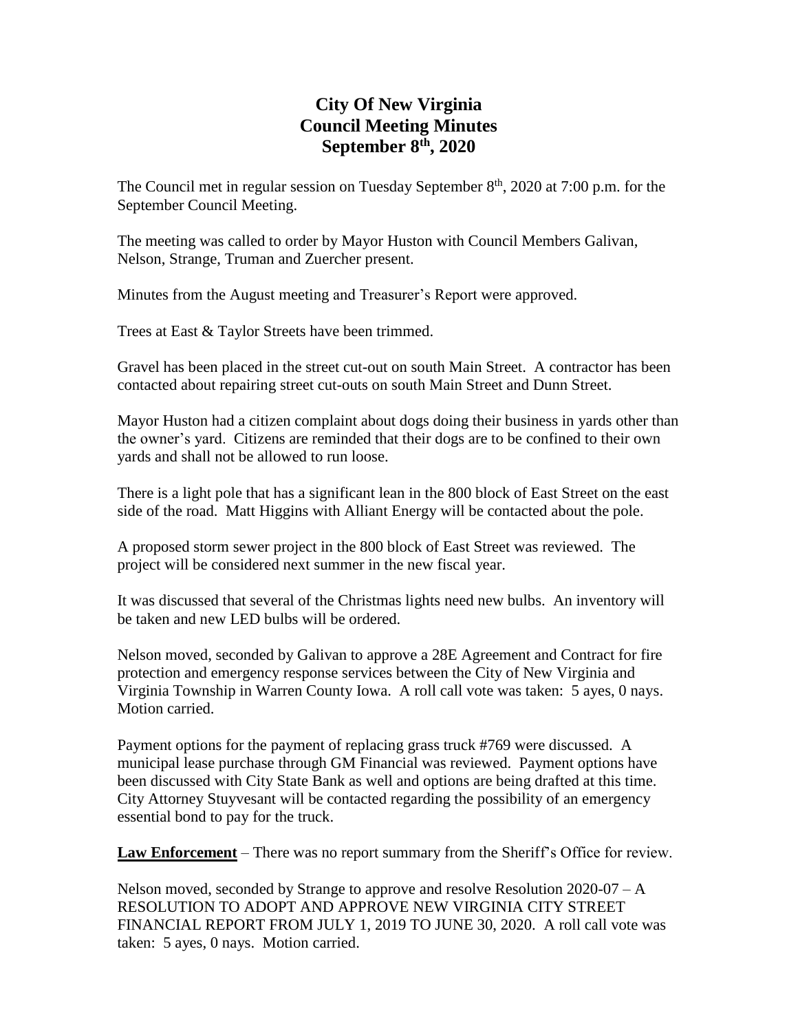# City Of New Virginia
# Council Meeting Minutes
# September 8th, 2020

The Council met in regular session on Tuesday September 8th, 2020 at 7:00 p.m. for the September Council Meeting.

The meeting was called to order by Mayor Huston with Council Members Galivan, Nelson, Strange, Truman and Zuercher present.

Minutes from the August meeting and Treasurer's Report were approved.

Trees at East & Taylor Streets have been trimmed.

Gravel has been placed in the street cut-out on south Main Street. A contractor has been contacted about repairing street cut-outs on south Main Street and Dunn Street.

Mayor Huston had a citizen complaint about dogs doing their business in yards other than the owner's yard. Citizens are reminded that their dogs are to be confined to their own yards and shall not be allowed to run loose.

There is a light pole that has a significant lean in the 800 block of East Street on the east side of the road. Matt Higgins with Alliant Energy will be contacted about the pole.

A proposed storm sewer project in the 800 block of East Street was reviewed. The project will be considered next summer in the new fiscal year.

It was discussed that several of the Christmas lights need new bulbs. An inventory will be taken and new LED bulbs will be ordered.

Nelson moved, seconded by Galivan to approve a 28E Agreement and Contract for fire protection and emergency response services between the City of New Virginia and Virginia Township in Warren County Iowa. A roll call vote was taken: 5 ayes, 0 nays. Motion carried.

Payment options for the payment of replacing grass truck #769 were discussed. A municipal lease purchase through GM Financial was reviewed. Payment options have been discussed with City State Bank as well and options are being drafted at this time. City Attorney Stuyvesant will be contacted regarding the possibility of an emergency essential bond to pay for the truck.

**Law Enforcement** – There was no report summary from the Sheriff's Office for review.

Nelson moved, seconded by Strange to approve and resolve Resolution 2020-07 – A RESOLUTION TO ADOPT AND APPROVE NEW VIRGINIA CITY STREET FINANCIAL REPORT FROM JULY 1, 2019 TO JUNE 30, 2020. A roll call vote was taken: 5 ayes, 0 nays. Motion carried.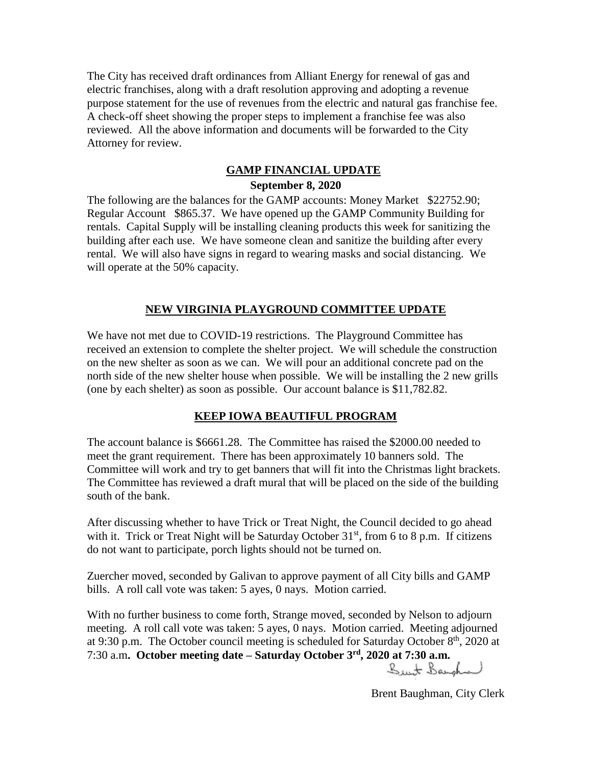The City has received draft ordinances from Alliant Energy for renewal of gas and electric franchises, along with a draft resolution approving and adopting a revenue purpose statement for the use of revenues from the electric and natural gas franchise fee. A check-off sheet showing the proper steps to implement a franchise fee was also reviewed. All the above information and documents will be forwarded to the City Attorney for review.

## GAMP FINANCIAL UPDATE

**September 8, 2020**

The following are the balances for the GAMP accounts: Money Market $22752.90; Regular Account $865.37. We have opened up the GAMP Community Building for rentals. Capital Supply will be installing cleaning products this week for sanitizing the building after each use. We have someone clean and sanitize the building after every rental. We will also have signs in regard to wearing masks and social distancing. We will operate at the 50% capacity.

## NEW VIRGINIA PLAYGROUND COMMITTEE UPDATE

We have not met due to COVID-19 restrictions. The Playground Committee has received an extension to complete the shelter project. We will schedule the construction on the new shelter as soon as we can. We will pour an additional concrete pad on the north side of the new shelter house when possible. We will be installing the 2 new grills (one by each shelter) as soon as possible. Our account balance is $11,782.82.

## KEEP IOWA BEAUTIFUL PROGRAM

The account balance is $6661.28. The Committee has raised the $2000.00 needed to meet the grant requirement. There has been approximately 10 banners sold. The Committee will work and try to get banners that will fit into the Christmas light brackets. The Committee has reviewed a draft mural that will be placed on the side of the building south of the bank.

After discussing whether to have Trick or Treat Night, the Council decided to go ahead with it. Trick or Treat Night will be Saturday October 31st, from 6 to 8 p.m. If citizens do not want to participate, porch lights should not be turned on.

Zuercher moved, seconded by Galivan to approve payment of all City bills and GAMP bills. A roll call vote was taken: 5 ayes, 0 nays. Motion carried.

With no further business to come forth, Strange moved, seconded by Nelson to adjourn meeting. A roll call vote was taken: 5 ayes, 0 nays. Motion carried. Meeting adjourned at 9:30 p.m. The October council meeting is scheduled for Saturday October 8th, 2020 at 7:30 a.m**. October meeting date – Saturday October 3rd, 2020 at 7:30 a.m.**

Brent Baughman, City Clerk